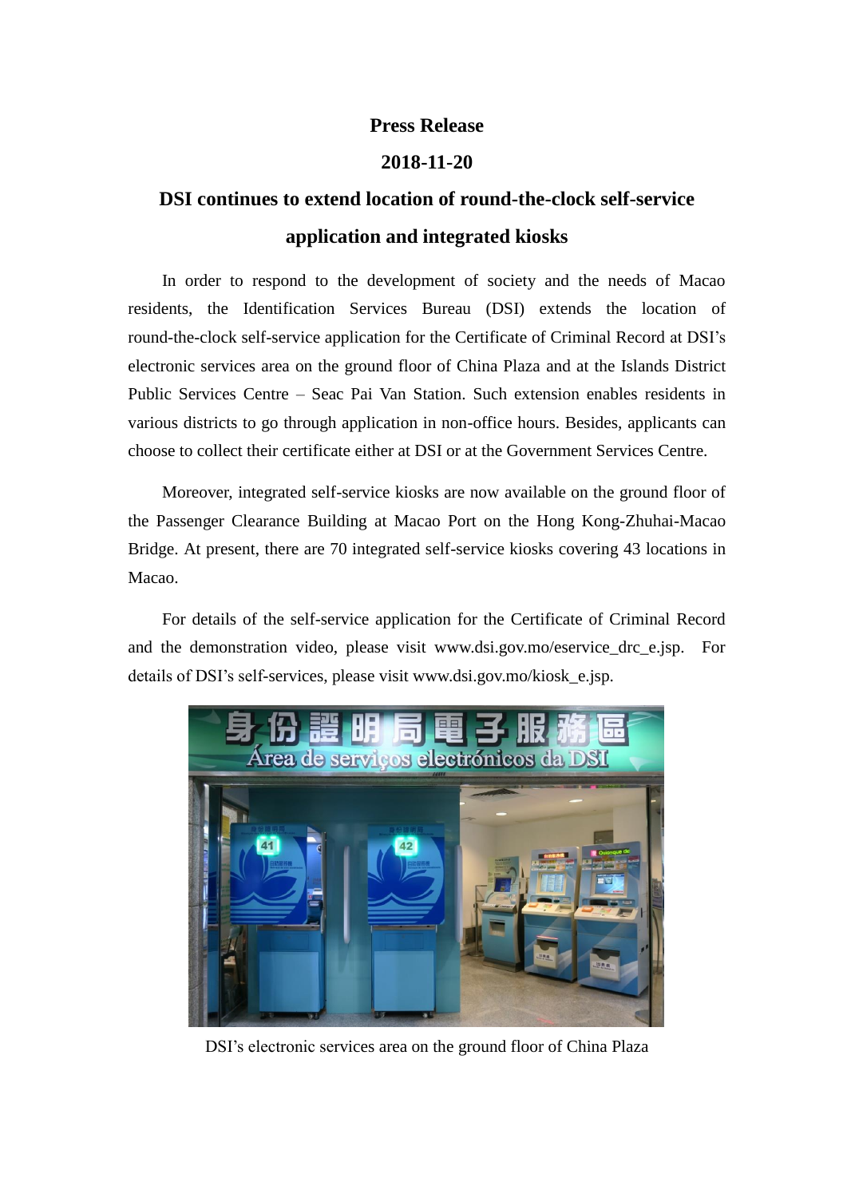**Press Release**

**2018-11-20**

# DSI continues to extend location of round-the-clock self-service application and integrated kiosks

In order to respond to the development of society and the needs of Macao residents, the Identification Services Bureau (DSI) extends the location of round-the-clock self-service application for the Certificate of Criminal Record at DSI's electronic services area on the ground floor of China Plaza and at the Islands District Public Services Centre – Seac Pai Van Station. Such extension enables residents in various districts to go through application in non-office hours. Besides, applicants can choose to collect their certificate either at DSI or at the Government Services Centre.

Moreover, integrated self-service kiosks are now available on the ground floor of the Passenger Clearance Building at Macao Port on the Hong Kong-Zhuhai-Macao Bridge. At present, there are 70 integrated self-service kiosks covering 43 locations in Macao.

For details of the self-service application for the Certificate of Criminal Record and the demonstration video, please visit www.dsi.gov.mo/eservice_drc_e.jsp. For details of DSI's self-services, please visit www.dsi.gov.mo/kiosk_e.jsp.

DSI's electronic services area on the ground floor of China Plaza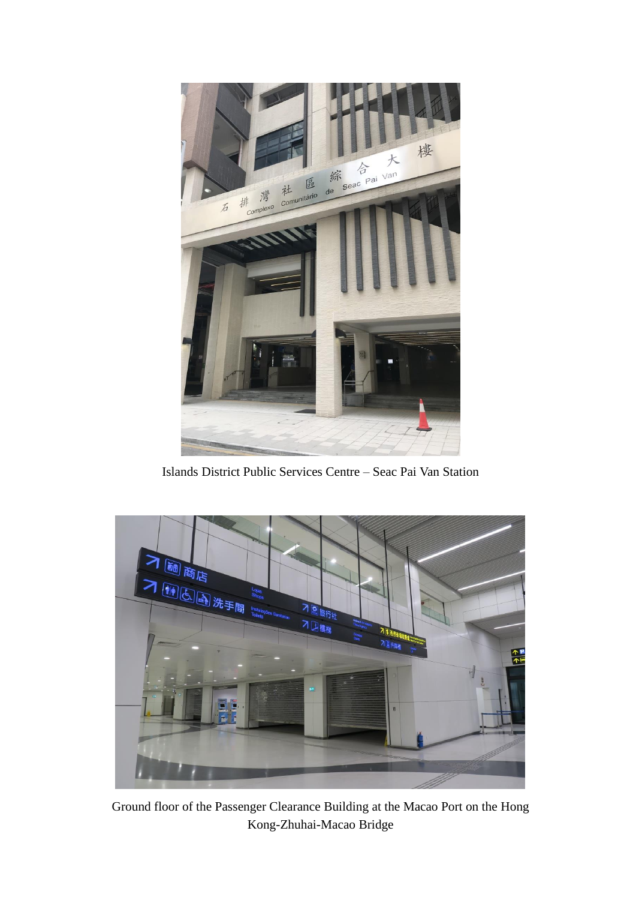Islands District Public Services Centre – Seac Pai Van Station

Ground floor of the Passenger Clearance Building at the Macao Port on the Hong Kong-Zhuhai-Macao Bridge